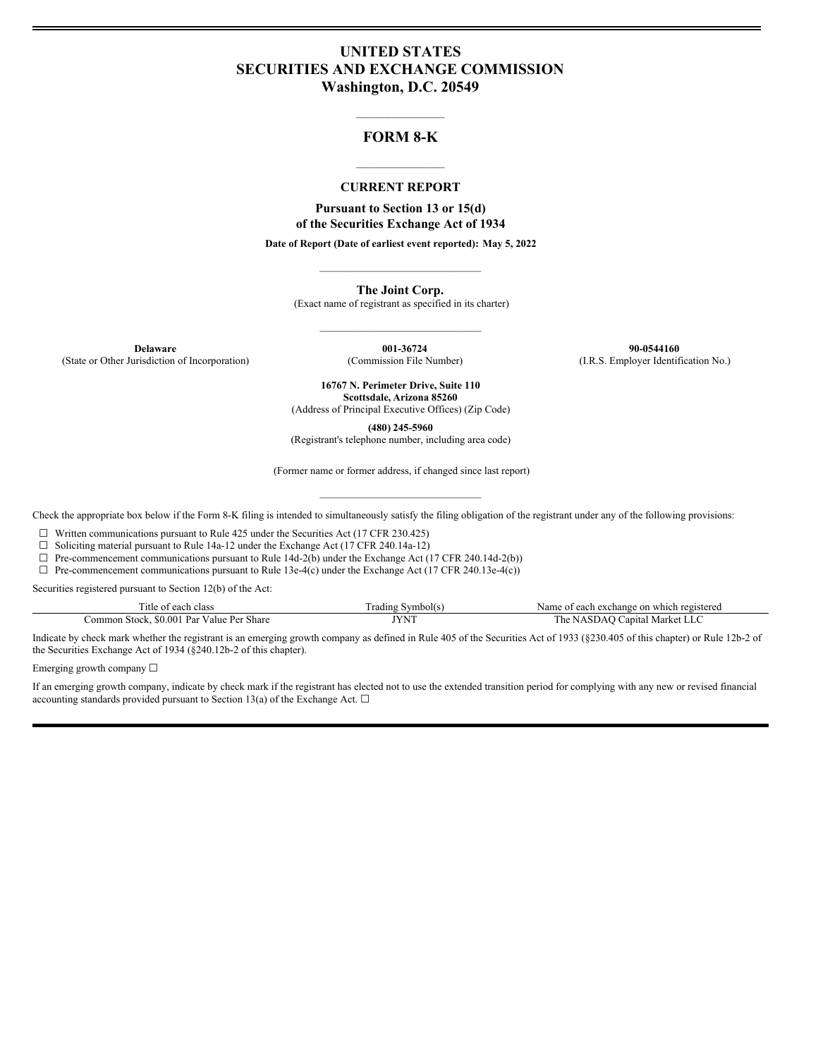# UNITED STATES
# SECURITIES AND EXCHANGE COMMISSION
# Washington, D.C. 20549

## FORM 8-K

### CURRENT REPORT

**Pursuant to Section 13 or 15(d)**
**of the Securities Exchange Act of 1934**

**Date of Report (Date of earliest event reported): May 5, 2022**

**The Joint Corp.**
(Exact name of registrant as specified in its charter)

| **Delaware** | **001-36724** | **90-0544160** |
|---|---|---|
| (State or Other Jurisdiction of Incorporation) | (Commission File Number) | (I.R.S. Employer Identification No.) |

**16767 N. Perimeter Drive, Suite 110**
**Scottsdale, Arizona 85260**
(Address of Principal Executive Offices) (Zip Code)

**(480) 245-5960**
(Registrant's telephone number, including area code)

(Former name or former address, if changed since last report)

Check the appropriate box below if the Form 8-K filing is intended to simultaneously satisfy the filing obligation of the registrant under any of the following provisions:

☐ Written communications pursuant to Rule 425 under the Securities Act (17 CFR 230.425)
☐ Soliciting material pursuant to Rule 14a-12 under the Exchange Act (17 CFR 240.14a-12)
☐ Pre-commencement communications pursuant to Rule 14d-2(b) under the Exchange Act (17 CFR 240.14d-2(b))
☐ Pre-commencement communications pursuant to Rule 13e-4(c) under the Exchange Act (17 CFR 240.13e-4(c))

Securities registered pursuant to Section 12(b) of the Act:

| Title of each class | Trading Symbol(s) | Name of each exchange on which registered |
|---|---|---|
| Common Stock, $0.001 Par Value Per Share | JYNT | The NASDAQ Capital Market LLC |

Indicate by check mark whether the registrant is an emerging growth company as defined in Rule 405 of the Securities Act of 1933 (§230.405 of this chapter) or Rule 12b-2 of the Securities Exchange Act of 1934 (§240.12b-2 of this chapter).

Emerging growth company ☐

If an emerging growth company, indicate by check mark if the registrant has elected not to use the extended transition period for complying with any new or revised financial accounting standards provided pursuant to Section 13(a) of the Exchange Act. ☐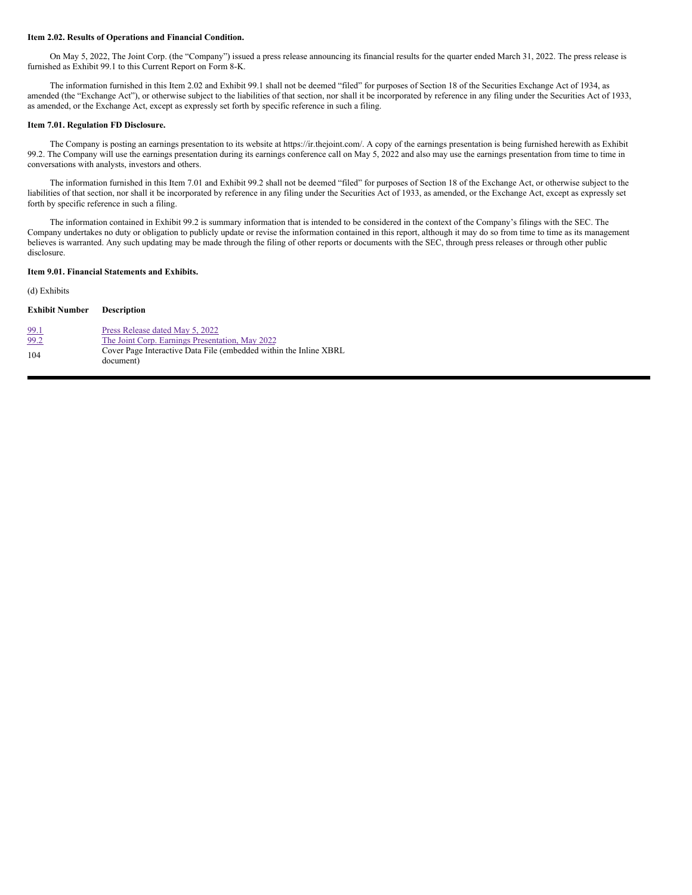**Item 2.02. Results of Operations and Financial Condition.**

On May 5, 2022, The Joint Corp. (the "Company") issued a press release announcing its financial results for the quarter ended March 31, 2022. The press release is furnished as Exhibit 99.1 to this Current Report on Form 8-K.

The information furnished in this Item 2.02 and Exhibit 99.1 shall not be deemed "filed" for purposes of Section 18 of the Securities Exchange Act of 1934, as amended (the "Exchange Act"), or otherwise subject to the liabilities of that section, nor shall it be incorporated by reference in any filing under the Securities Act of 1933, as amended, or the Exchange Act, except as expressly set forth by specific reference in such a filing.

**Item 7.01. Regulation FD Disclosure.**

The Company is posting an earnings presentation to its website at https://ir.thejoint.com/. A copy of the earnings presentation is being furnished herewith as Exhibit 99.2. The Company will use the earnings presentation during its earnings conference call on May 5, 2022 and also may use the earnings presentation from time to time in conversations with analysts, investors and others.

The information furnished in this Item 7.01 and Exhibit 99.2 shall not be deemed "filed" for purposes of Section 18 of the Exchange Act, or otherwise subject to the liabilities of that section, nor shall it be incorporated by reference in any filing under the Securities Act of 1933, as amended, or the Exchange Act, except as expressly set forth by specific reference in such a filing.

The information contained in Exhibit 99.2 is summary information that is intended to be considered in the context of the Company's filings with the SEC. The Company undertakes no duty or obligation to publicly update or revise the information contained in this report, although it may do so from time to time as its management believes is warranted. Any such updating may be made through the filing of other reports or documents with the SEC, through press releases or through other public disclosure.

**Item 9.01. Financial Statements and Exhibits.**

(d) Exhibits

| **Exhibit Number** | **Description** |
| --- | --- |
| 99.1 | Press Release dated May 5, 2022 |
| 99.2 | The Joint Corp. Earnings Presentation, May 2022 |
| 104 | Cover Page Interactive Data File (embedded within the Inline XBRL document) |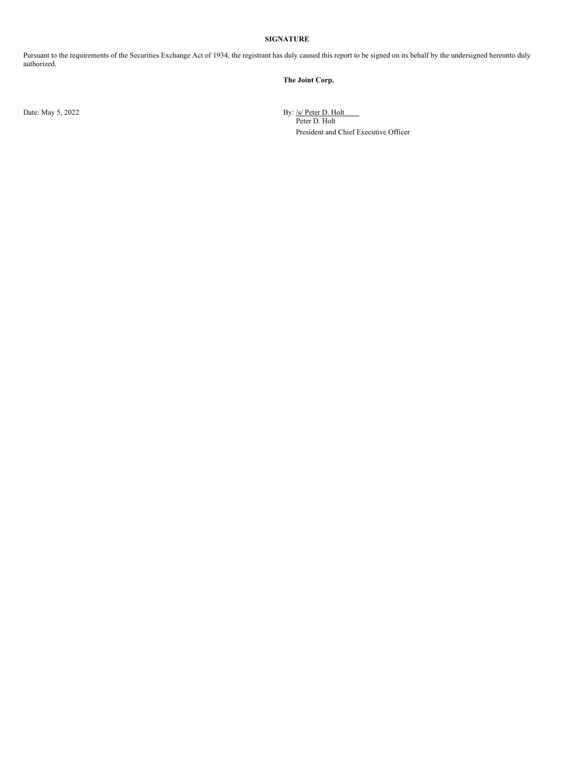**SIGNATURE**

Pursuant to the requirements of the Securities Exchange Act of 1934, the registrant has duly caused this report to be signed on its behalf by the undersigned hereunto duly authorized.

**The Joint Corp.**

Date: May 5, 2022

By: /s/ Peter D. Holt
Peter D. Holt
President and Chief Executive Officer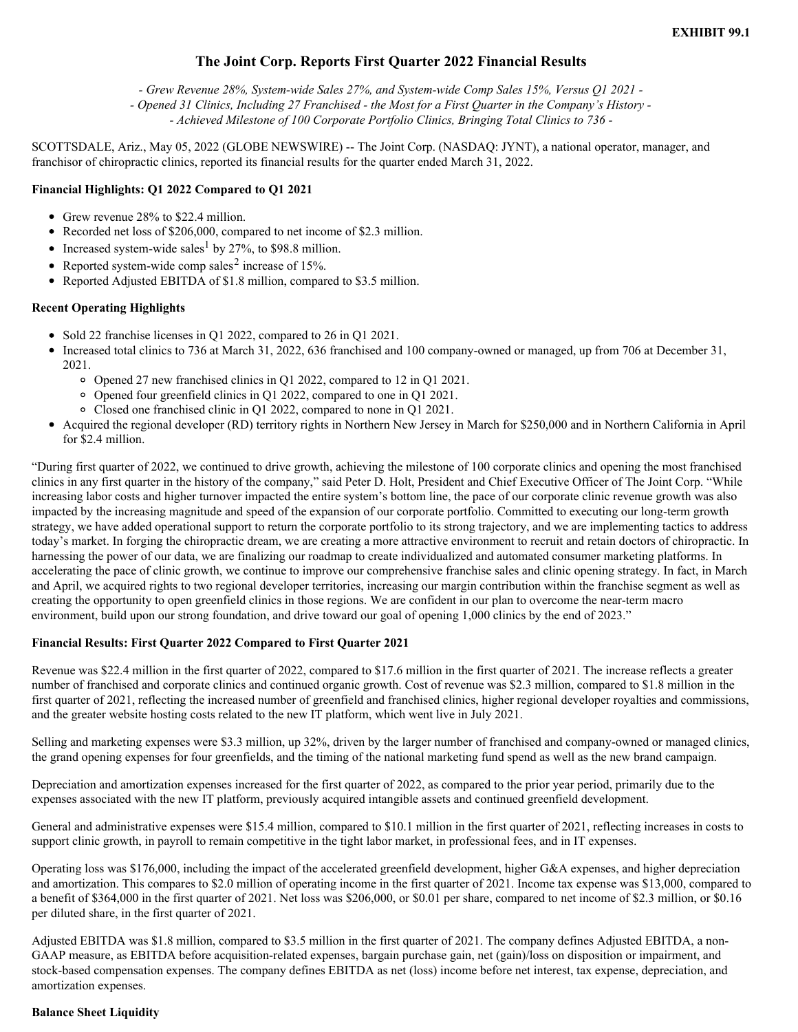**EXHIBIT 99.1**

# The Joint Corp. Reports First Quarter 2022 Financial Results

*- Grew Revenue 28%, System-wide Sales 27%, and System-wide Comp Sales 15%, Versus Q1 2021 -*
*- Opened 31 Clinics, Including 27 Franchised - the Most for a First Quarter in the Company's History -*
*- Achieved Milestone of 100 Corporate Portfolio Clinics, Bringing Total Clinics to 736 -*

SCOTTSDALE, Ariz., May 05, 2022 (GLOBE NEWSWIRE) -- The Joint Corp. (NASDAQ: JYNT), a national operator, manager, and franchisor of chiropractic clinics, reported its financial results for the quarter ended March 31, 2022.

**Financial Highlights: Q1 2022 Compared to Q1 2021**

- Grew revenue 28% to $22.4 million.
- Recorded net loss of $206,000, compared to net income of $2.3 million.
- Increased system-wide sales[1] by 27%, to $98.8 million.
- Reported system-wide comp sales[2] increase of 15%.
- Reported Adjusted EBITDA of $1.8 million, compared to $3.5 million.

**Recent Operating Highlights**

- Sold 22 franchise licenses in Q1 2022, compared to 26 in Q1 2021.
- Increased total clinics to 736 at March 31, 2022, 636 franchised and 100 company-owned or managed, up from 706 at December 31, 2021.
  - Opened 27 new franchised clinics in Q1 2022, compared to 12 in Q1 2021.
  - Opened four greenfield clinics in Q1 2022, compared to one in Q1 2021.
  - Closed one franchised clinic in Q1 2022, compared to none in Q1 2021.
- Acquired the regional developer (RD) territory rights in Northern New Jersey in March for $250,000 and in Northern California in April for $2.4 million.

"During first quarter of 2022, we continued to drive growth, achieving the milestone of 100 corporate clinics and opening the most franchised clinics in any first quarter in the history of the company," said Peter D. Holt, President and Chief Executive Officer of The Joint Corp. "While increasing labor costs and higher turnover impacted the entire system's bottom line, the pace of our corporate clinic revenue growth was also impacted by the increasing magnitude and speed of the expansion of our corporate portfolio. Committed to executing our long-term growth strategy, we have added operational support to return the corporate portfolio to its strong trajectory, and we are implementing tactics to address today's market. In forging the chiropractic dream, we are creating a more attractive environment to recruit and retain doctors of chiropractic. In harnessing the power of our data, we are finalizing our roadmap to create individualized and automated consumer marketing platforms. In accelerating the pace of clinic growth, we continue to improve our comprehensive franchise sales and clinic opening strategy. In fact, in March and April, we acquired rights to two regional developer territories, increasing our margin contribution within the franchise segment as well as creating the opportunity to open greenfield clinics in those regions. We are confident in our plan to overcome the near-term macro environment, build upon our strong foundation, and drive toward our goal of opening 1,000 clinics by the end of 2023."

**Financial Results: First Quarter 2022 Compared to First Quarter 2021**

Revenue was $22.4 million in the first quarter of 2022, compared to $17.6 million in the first quarter of 2021. The increase reflects a greater number of franchised and corporate clinics and continued organic growth. Cost of revenue was $2.3 million, compared to $1.8 million in the first quarter of 2021, reflecting the increased number of greenfield and franchised clinics, higher regional developer royalties and commissions, and the greater website hosting costs related to the new IT platform, which went live in July 2021.

Selling and marketing expenses were $3.3 million, up 32%, driven by the larger number of franchised and company-owned or managed clinics, the grand opening expenses for four greenfields, and the timing of the national marketing fund spend as well as the new brand campaign.

Depreciation and amortization expenses increased for the first quarter of 2022, as compared to the prior year period, primarily due to the expenses associated with the new IT platform, previously acquired intangible assets and continued greenfield development.

General and administrative expenses were $15.4 million, compared to $10.1 million in the first quarter of 2021, reflecting increases in costs to support clinic growth, in payroll to remain competitive in the tight labor market, in professional fees, and in IT expenses.

Operating loss was $176,000, including the impact of the accelerated greenfield development, higher G&A expenses, and higher depreciation and amortization. This compares to $2.0 million of operating income in the first quarter of 2021. Income tax expense was $13,000, compared to a benefit of $364,000 in the first quarter of 2021. Net loss was $206,000, or $0.01 per share, compared to net income of $2.3 million, or $0.16 per diluted share, in the first quarter of 2021.

Adjusted EBITDA was $1.8 million, compared to $3.5 million in the first quarter of 2021. The company defines Adjusted EBITDA, a non-GAAP measure, as EBITDA before acquisition-related expenses, bargain purchase gain, net (gain)/loss on disposition or impairment, and stock-based compensation expenses. The company defines EBITDA as net (loss) income before net interest, tax expense, depreciation, and amortization expenses.

**Balance Sheet Liquidity**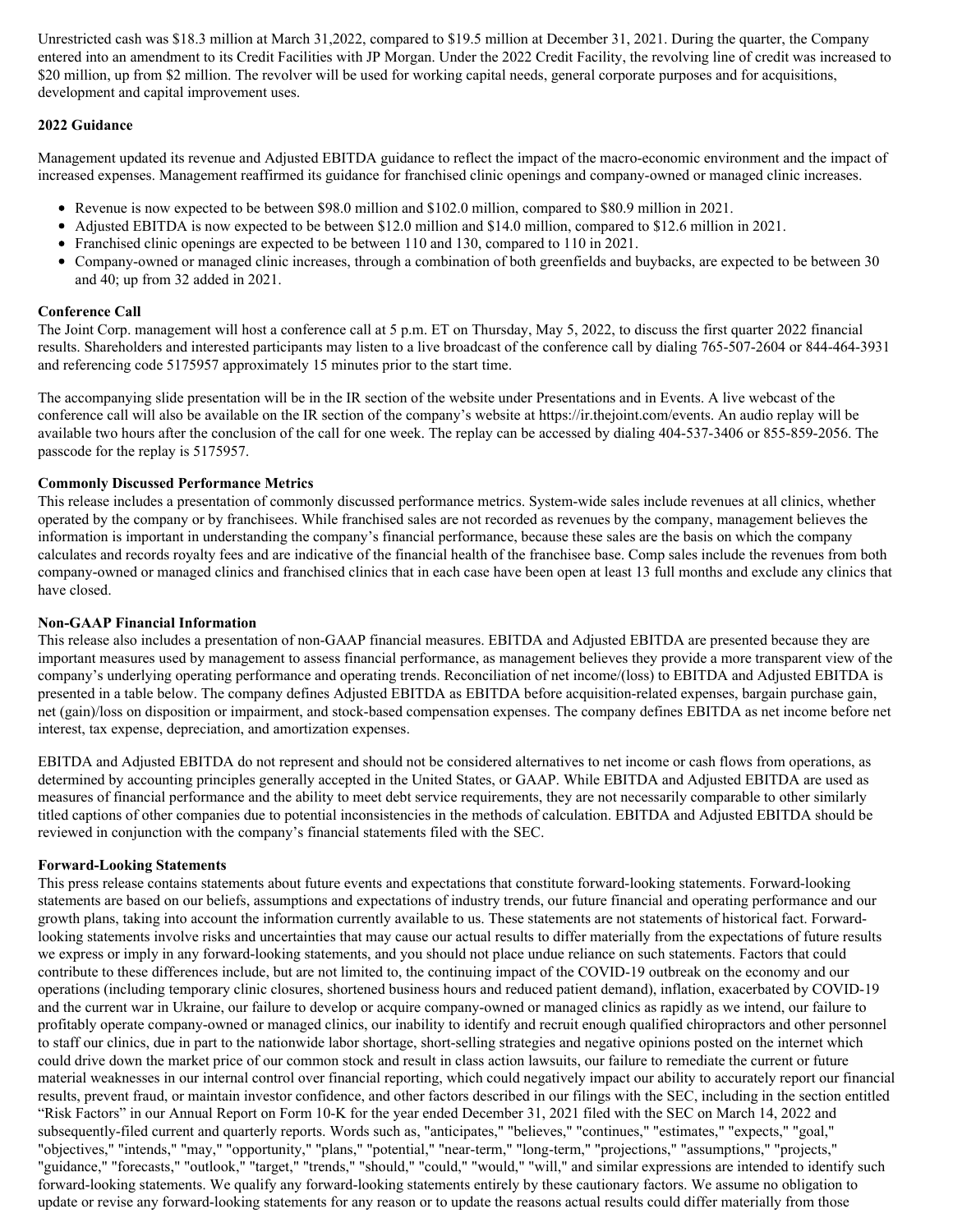Unrestricted cash was $18.3 million at March 31,2022, compared to $19.5 million at December 31, 2021. During the quarter, the Company entered into an amendment to its Credit Facilities with JP Morgan. Under the 2022 Credit Facility, the revolving line of credit was increased to $20 million, up from $2 million. The revolver will be used for working capital needs, general corporate purposes and for acquisitions, development and capital improvement uses.

**2022 Guidance**

Management updated its revenue and Adjusted EBITDA guidance to reflect the impact of the macro-economic environment and the impact of increased expenses. Management reaffirmed its guidance for franchised clinic openings and company-owned or managed clinic increases.

- Revenue is now expected to be between $98.0 million and $102.0 million, compared to $80.9 million in 2021.
- Adjusted EBITDA is now expected to be between $12.0 million and $14.0 million, compared to $12.6 million in 2021.
- Franchised clinic openings are expected to be between 110 and 130, compared to 110 in 2021.
- Company-owned or managed clinic increases, through a combination of both greenfields and buybacks, are expected to be between 30 and 40; up from 32 added in 2021.

**Conference Call**

The Joint Corp. management will host a conference call at 5 p.m. ET on Thursday, May 5, 2022, to discuss the first quarter 2022 financial results. Shareholders and interested participants may listen to a live broadcast of the conference call by dialing 765-507-2604 or 844-464-3931 and referencing code 5175957 approximately 15 minutes prior to the start time.

The accompanying slide presentation will be in the IR section of the website under Presentations and in Events. A live webcast of the conference call will also be available on the IR section of the company's website at https://ir.thejoint.com/events. An audio replay will be available two hours after the conclusion of the call for one week. The replay can be accessed by dialing 404-537-3406 or 855-859-2056. The passcode for the replay is 5175957.

**Commonly Discussed Performance Metrics**

This release includes a presentation of commonly discussed performance metrics. System-wide sales include revenues at all clinics, whether operated by the company or by franchisees. While franchised sales are not recorded as revenues by the company, management believes the information is important in understanding the company's financial performance, because these sales are the basis on which the company calculates and records royalty fees and are indicative of the financial health of the franchisee base. Comp sales include the revenues from both company-owned or managed clinics and franchised clinics that in each case have been open at least 13 full months and exclude any clinics that have closed.

**Non-GAAP Financial Information**

This release also includes a presentation of non-GAAP financial measures. EBITDA and Adjusted EBITDA are presented because they are important measures used by management to assess financial performance, as management believes they provide a more transparent view of the company's underlying operating performance and operating trends. Reconciliation of net income/(loss) to EBITDA and Adjusted EBITDA is presented in a table below. The company defines Adjusted EBITDA as EBITDA before acquisition-related expenses, bargain purchase gain, net (gain)/loss on disposition or impairment, and stock-based compensation expenses. The company defines EBITDA as net income before net interest, tax expense, depreciation, and amortization expenses.

EBITDA and Adjusted EBITDA do not represent and should not be considered alternatives to net income or cash flows from operations, as determined by accounting principles generally accepted in the United States, or GAAP. While EBITDA and Adjusted EBITDA are used as measures of financial performance and the ability to meet debt service requirements, they are not necessarily comparable to other similarly titled captions of other companies due to potential inconsistencies in the methods of calculation. EBITDA and Adjusted EBITDA should be reviewed in conjunction with the company's financial statements filed with the SEC.

**Forward-Looking Statements**

This press release contains statements about future events and expectations that constitute forward-looking statements. Forward-looking statements are based on our beliefs, assumptions and expectations of industry trends, our future financial and operating performance and our growth plans, taking into account the information currently available to us. These statements are not statements of historical fact. Forward-looking statements involve risks and uncertainties that may cause our actual results to differ materially from the expectations of future results we express or imply in any forward-looking statements, and you should not place undue reliance on such statements. Factors that could contribute to these differences include, but are not limited to, the continuing impact of the COVID-19 outbreak on the economy and our operations (including temporary clinic closures, shortened business hours and reduced patient demand), inflation, exacerbated by COVID-19 and the current war in Ukraine, our failure to develop or acquire company-owned or managed clinics as rapidly as we intend, our failure to profitably operate company-owned or managed clinics, our inability to identify and recruit enough qualified chiropractors and other personnel to staff our clinics, due in part to the nationwide labor shortage, short-selling strategies and negative opinions posted on the internet which could drive down the market price of our common stock and result in class action lawsuits, our failure to remediate the current or future material weaknesses in our internal control over financial reporting, which could negatively impact our ability to accurately report our financial results, prevent fraud, or maintain investor confidence, and other factors described in our filings with the SEC, including in the section entitled "Risk Factors" in our Annual Report on Form 10-K for the year ended December 31, 2021 filed with the SEC on March 14, 2022 and subsequently-filed current and quarterly reports. Words such as, "anticipates," "believes," "continues," "estimates," "expects," "goal," "objectives," "intends," "may," "opportunity," "plans," "potential," "near-term," "long-term," "projections," "assumptions," "projects," "guidance," "forecasts," "outlook," "target," "trends," "should," "could," "would," "will," and similar expressions are intended to identify such forward-looking statements. We qualify any forward-looking statements entirely by these cautionary factors. We assume no obligation to update or revise any forward-looking statements for any reason or to update the reasons actual results could differ materially from those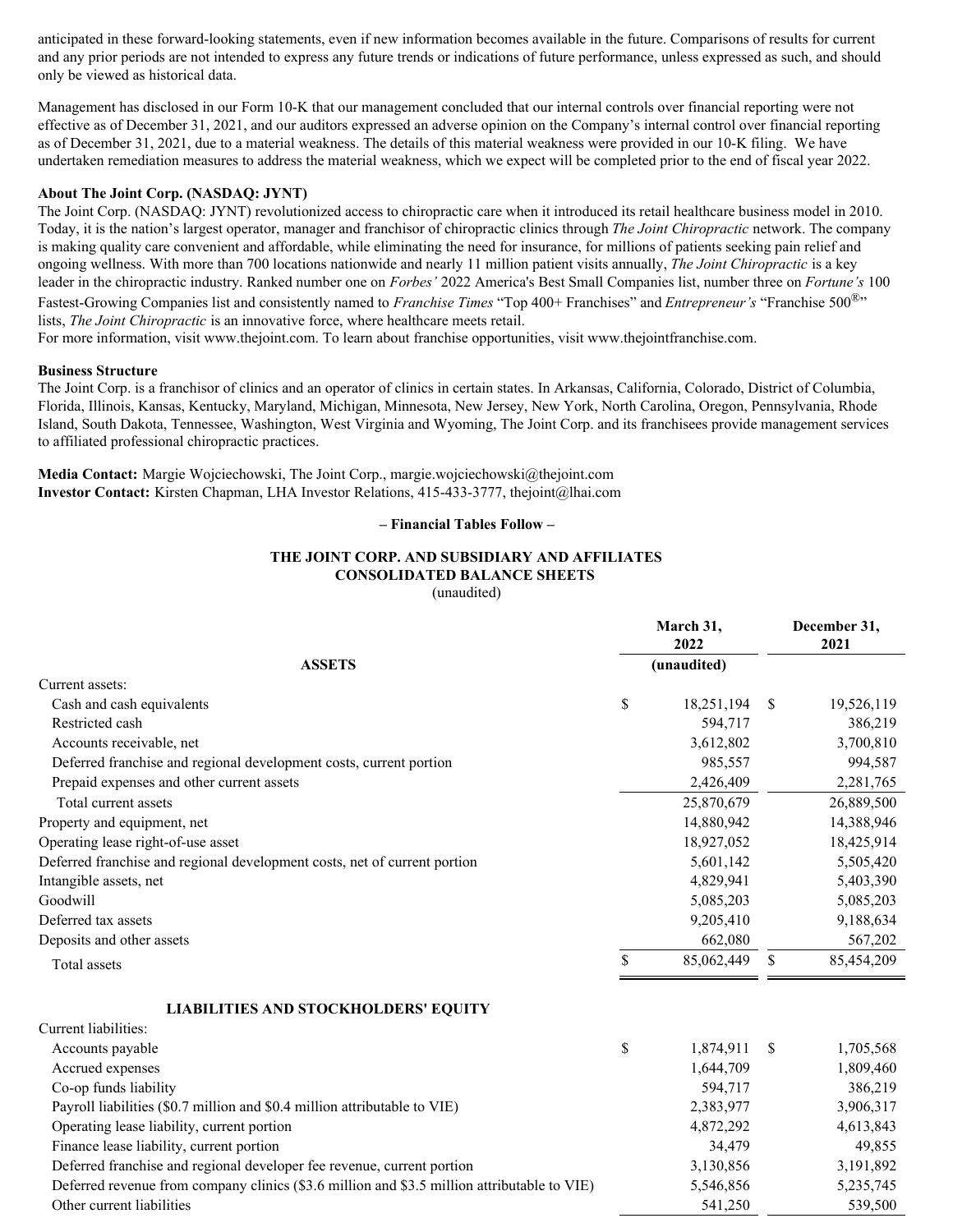anticipated in these forward-looking statements, even if new information becomes available in the future. Comparisons of results for current and any prior periods are not intended to express any future trends or indications of future performance, unless expressed as such, and should only be viewed as historical data.

Management has disclosed in our Form 10-K that our management concluded that our internal controls over financial reporting were not effective as of December 31, 2021, and our auditors expressed an adverse opinion on the Company's internal control over financial reporting as of December 31, 2021, due to a material weakness. The details of this material weakness were provided in our 10-K filing. We have undertaken remediation measures to address the material weakness, which we expect will be completed prior to the end of fiscal year 2022.

**About The Joint Corp. (NASDAQ: JYNT)**

The Joint Corp. (NASDAQ: JYNT) revolutionized access to chiropractic care when it introduced its retail healthcare business model in 2010. Today, it is the nation's largest operator, manager and franchisor of chiropractic clinics through *The Joint Chiropractic* network. The company is making quality care convenient and affordable, while eliminating the need for insurance, for millions of patients seeking pain relief and ongoing wellness. With more than 700 locations nationwide and nearly 11 million patient visits annually, *The Joint Chiropractic* is a key leader in the chiropractic industry. Ranked number one on *Forbes'* 2022 America's Best Small Companies list, number three on *Fortune's* 100 Fastest-Growing Companies list and consistently named to *Franchise Times* "Top 400+ Franchises" and *Entrepreneur's* "Franchise 500®" lists, *The Joint Chiropractic* is an innovative force, where healthcare meets retail.

For more information, visit www.thejoint.com. To learn about franchise opportunities, visit www.thejointfranchise.com.

**Business Structure**

The Joint Corp. is a franchisor of clinics and an operator of clinics in certain states. In Arkansas, California, Colorado, District of Columbia, Florida, Illinois, Kansas, Kentucky, Maryland, Michigan, Minnesota, New Jersey, New York, North Carolina, Oregon, Pennsylvania, Rhode Island, South Dakota, Tennessee, Washington, West Virginia and Wyoming, The Joint Corp. and its franchisees provide management services to affiliated professional chiropractic practices.

**Media Contact:** Margie Wojciechowski, The Joint Corp., margie.wojciechowski@thejoint.com
**Investor Contact:** Kirsten Chapman, LHA Investor Relations, 415-433-3777, thejoint@lhai.com

**– Financial Tables Follow –**

**THE JOINT CORP. AND SUBSIDIARY AND AFFILIATES**
**CONSOLIDATED BALANCE SHEETS**
(unaudited)

| ASSETS | March 31, 2022 (unaudited) | December 31, 2021 |
|---|---|---|
| Current assets: | | |
| Cash and cash equivalents | $ 18,251,194 | $ 19,526,119 |
| Restricted cash | 594,717 | 386,219 |
| Accounts receivable, net | 3,612,802 | 3,700,810 |
| Deferred franchise and regional development costs, current portion | 985,557 | 994,587 |
| Prepaid expenses and other current assets | 2,426,409 | 2,281,765 |
| Total current assets | 25,870,679 | 26,889,500 |
| Property and equipment, net | 14,880,942 | 14,388,946 |
| Operating lease right-of-use asset | 18,927,052 | 18,425,914 |
| Deferred franchise and regional development costs, net of current portion | 5,601,142 | 5,505,420 |
| Intangible assets, net | 4,829,941 | 5,403,390 |
| Goodwill | 5,085,203 | 5,085,203 |
| Deferred tax assets | 9,205,410 | 9,188,634 |
| Deposits and other assets | 662,080 | 567,202 |
| Total assets | $ 85,062,449 | $ 85,454,209 |
| **LIABILITIES AND STOCKHOLDERS' EQUITY** | | |
| Current liabilities: | | |
| Accounts payable | $ 1,874,911 | $ 1,705,568 |
| Accrued expenses | 1,644,709 | 1,809,460 |
| Co-op funds liability | 594,717 | 386,219 |
| Payroll liabilities ($0.7 million and $0.4 million attributable to VIE) | 2,383,977 | 3,906,317 |
| Operating lease liability, current portion | 4,872,292 | 4,613,843 |
| Finance lease liability, current portion | 34,479 | 49,855 |
| Deferred franchise and regional developer fee revenue, current portion | 3,130,856 | 3,191,892 |
| Deferred revenue from company clinics ($3.6 million and $3.5 million attributable to VIE) | 5,546,856 | 5,235,745 |
| Other current liabilities | 541,250 | 539,500 |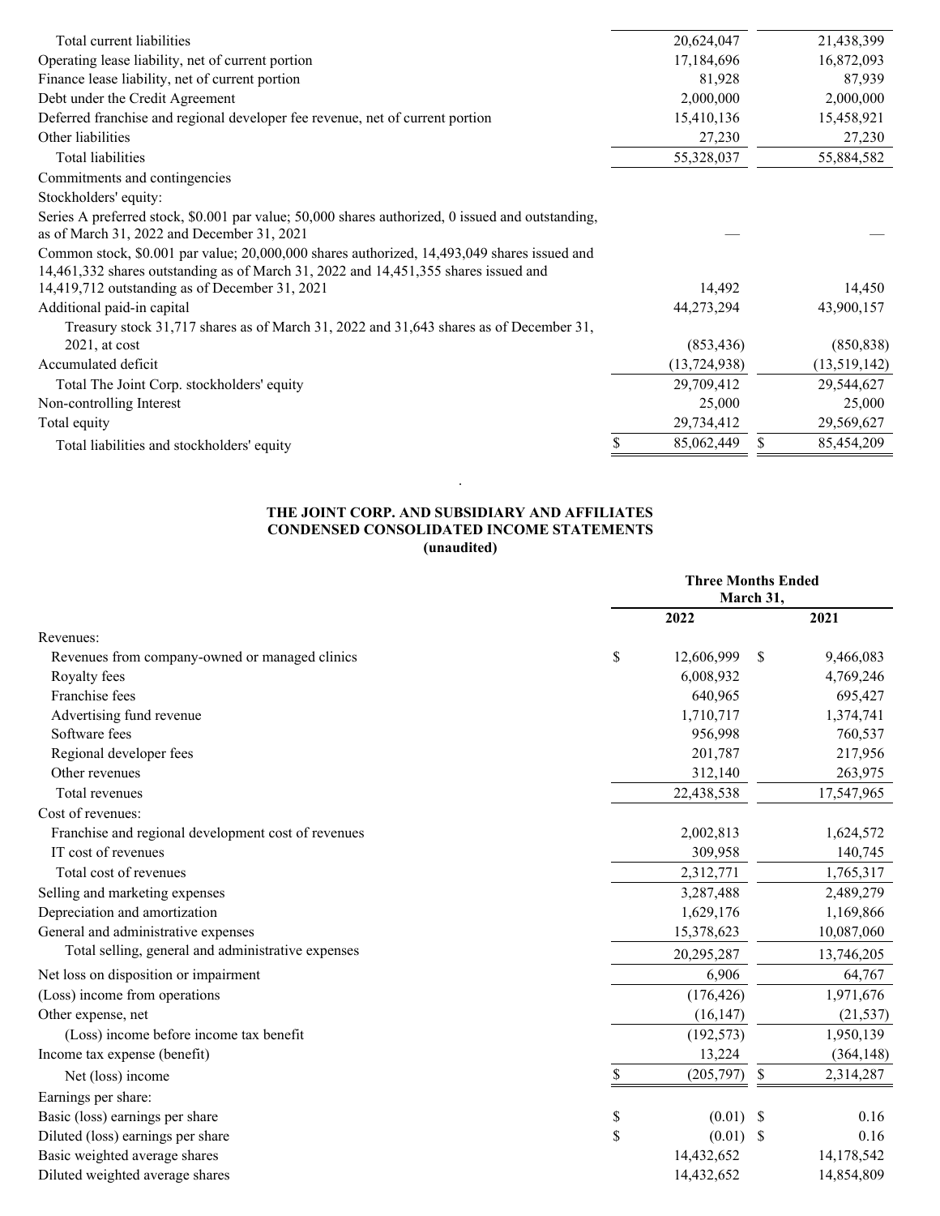| | | |
|---|---|---|
| Total current liabilities | 20,624,047 | 21,438,399 |
| Operating lease liability, net of current portion | 17,184,696 | 16,872,093 |
| Finance lease liability, net of current portion | 81,928 | 87,939 |
| Debt under the Credit Agreement | 2,000,000 | 2,000,000 |
| Deferred franchise and regional developer fee revenue, net of current portion | 15,410,136 | 15,458,921 |
| Other liabilities | 27,230 | 27,230 |
| Total liabilities | 55,328,037 | 55,884,582 |
| Commitments and contingencies | | |
| Stockholders' equity: | | |
| Series A preferred stock, $0.001 par value; 50,000 shares authorized, 0 issued and outstanding, as of March 31, 2022 and December 31, 2021 | — | — |
| Common stock, $0.001 par value; 20,000,000 shares authorized, 14,493,049 shares issued and 14,461,332 shares outstanding as of March 31, 2022 and 14,451,355 shares issued and 14,419,712 outstanding as of December 31, 2021 | 14,492 | 14,450 |
| Additional paid-in capital | 44,273,294 | 43,900,157 |
| Treasury stock 31,717 shares as of March 31, 2022 and 31,643 shares as of December 31, 2021, at cost | (853,436) | (850,838) |
| Accumulated deficit | (13,724,938) | (13,519,142) |
| Total The Joint Corp. stockholders' equity | 29,709,412 | 29,544,627 |
| Non-controlling Interest | 25,000 | 25,000 |
| Total equity | 29,734,412 | 29,569,627 |
| Total liabilities and stockholders' equity | $ 85,062,449 | $ 85,454,209 |

**THE JOINT CORP. AND SUBSIDIARY AND AFFILIATES**
**CONDENSED CONSOLIDATED INCOME STATEMENTS**
**(unaudited)**

| | Three Months Ended March 31, | |
|---|---|---|
| | **2022** | **2021** |
| Revenues: | | |
| Revenues from company-owned or managed clinics | $ 12,606,999 | $ 9,466,083 |
| Royalty fees | 6,008,932 | 4,769,246 |
| Franchise fees | 640,965 | 695,427 |
| Advertising fund revenue | 1,710,717 | 1,374,741 |
| Software fees | 956,998 | 760,537 |
| Regional developer fees | 201,787 | 217,956 |
| Other revenues | 312,140 | 263,975 |
| Total revenues | 22,438,538 | 17,547,965 |
| Cost of revenues: | | |
| Franchise and regional development cost of revenues | 2,002,813 | 1,624,572 |
| IT cost of revenues | 309,958 | 140,745 |
| Total cost of revenues | 2,312,771 | 1,765,317 |
| Selling and marketing expenses | 3,287,488 | 2,489,279 |
| Depreciation and amortization | 1,629,176 | 1,169,866 |
| General and administrative expenses | 15,378,623 | 10,087,060 |
| Total selling, general and administrative expenses | 20,295,287 | 13,746,205 |
| Net loss on disposition or impairment | 6,906 | 64,767 |
| (Loss) income from operations | (176,426) | 1,971,676 |
| Other expense, net | (16,147) | (21,537) |
| (Loss) income before income tax benefit | (192,573) | 1,950,139 |
| Income tax expense (benefit) | 13,224 | (364,148) |
| Net (loss) income | $ (205,797) | $ 2,314,287 |
| Earnings per share: | | |
| Basic (loss) earnings per share | $ (0.01) | $ 0.16 |
| Diluted (loss) earnings per share | $ (0.01) | $ 0.16 |
| Basic weighted average shares | 14,432,652 | 14,178,542 |
| Diluted weighted average shares | 14,432,652 | 14,854,809 |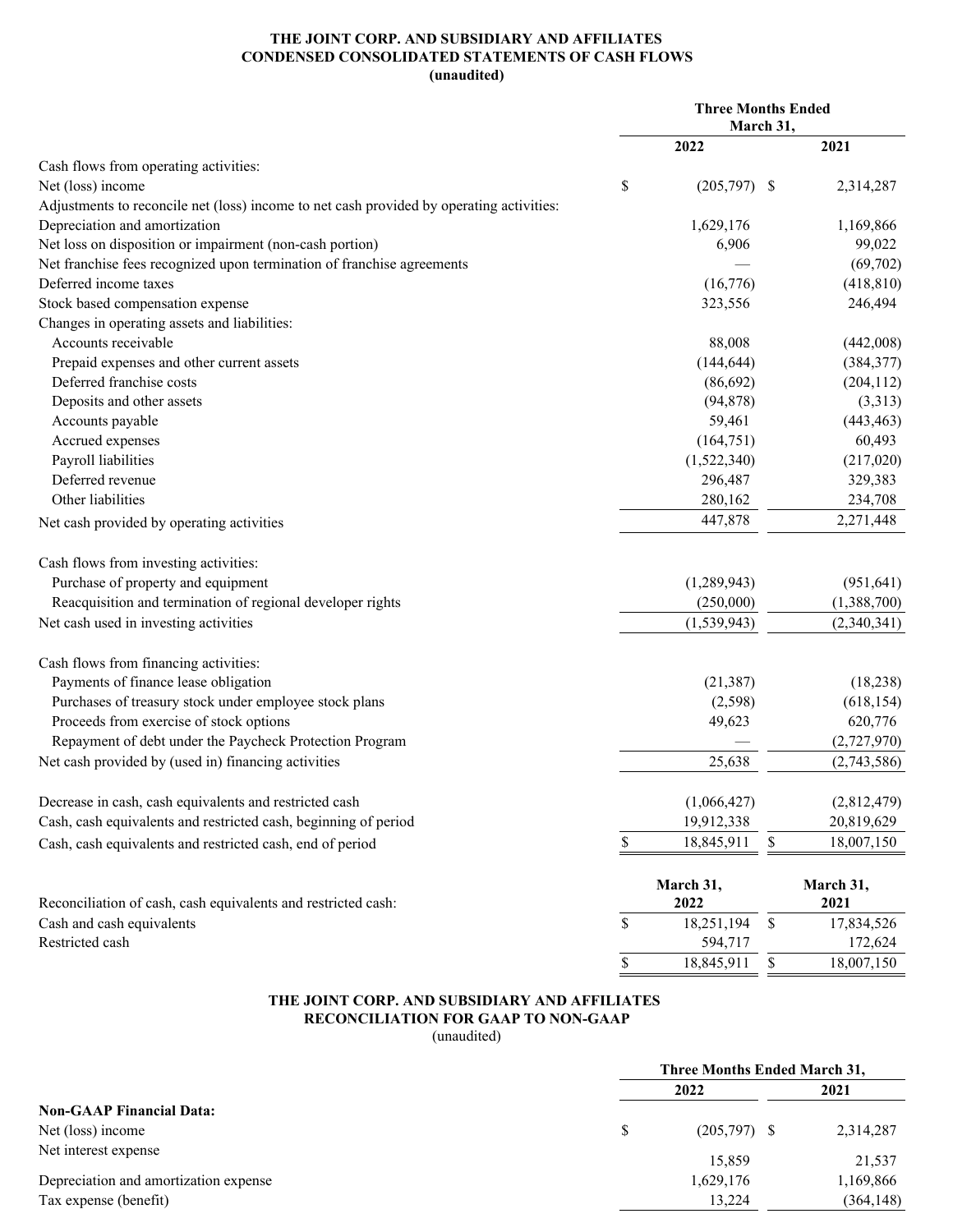# THE JOINT CORP. AND SUBSIDIARY AND AFFILIATES
## CONDENSED CONSOLIDATED STATEMENTS OF CASH FLOWS
**(unaudited)**

| | Three Months Ended March 31, | |
|---|---|---|
| | **2022** | **2021** |
| Cash flows from operating activities: | | |
| Net (loss) income | $ (205,797) | $ 2,314,287 |
| Adjustments to reconcile net (loss) income to net cash provided by operating activities: | | |
| Depreciation and amortization | 1,629,176 | 1,169,866 |
| Net loss on disposition or impairment (non-cash portion) | 6,906 | 99,022 |
| Net franchise fees recognized upon termination of franchise agreements | — | (69,702) |
| Deferred income taxes | (16,776) | (418,810) |
| Stock based compensation expense | 323,556 | 246,494 |
| Changes in operating assets and liabilities: | | |
| Accounts receivable | 88,008 | (442,008) |
| Prepaid expenses and other current assets | (144,644) | (384,377) |
| Deferred franchise costs | (86,692) | (204,112) |
| Deposits and other assets | (94,878) | (3,313) |
| Accounts payable | 59,461 | (443,463) |
| Accrued expenses | (164,751) | 60,493 |
| Payroll liabilities | (1,522,340) | (217,020) |
| Deferred revenue | 296,487 | 329,383 |
| Other liabilities | 280,162 | 234,708 |
| Net cash provided by operating activities | 447,878 | 2,271,448 |
| | | |
| Cash flows from investing activities: | | |
| Purchase of property and equipment | (1,289,943) | (951,641) |
| Reacquisition and termination of regional developer rights | (250,000) | (1,388,700) |
| Net cash used in investing activities | (1,539,943) | (2,340,341) |
| | | |
| Cash flows from financing activities: | | |
| Payments of finance lease obligation | (21,387) | (18,238) |
| Purchases of treasury stock under employee stock plans | (2,598) | (618,154) |
| Proceeds from exercise of stock options | 49,623 | 620,776 |
| Repayment of debt under the Paycheck Protection Program | — | (2,727,970) |
| Net cash provided by (used in) financing activities | 25,638 | (2,743,586) |
| | | |
| Decrease in cash, cash equivalents and restricted cash | (1,066,427) | (2,812,479) |
| Cash, cash equivalents and restricted cash, beginning of period | 19,912,338 | 20,819,629 |
| Cash, cash equivalents and restricted cash, end of period | $ 18,845,911 | $ 18,007,150 |

| Reconciliation of cash, cash equivalents and restricted cash: | **March 31, 2022** | **March 31, 2021** |
|---|---|---|
| Cash and cash equivalents | $ 18,251,194 | $ 17,834,526 |
| Restricted cash | 594,717 | 172,624 |
| | $ 18,845,911 | $ 18,007,150 |

# THE JOINT CORP. AND SUBSIDIARY AND AFFILIATES
## RECONCILIATION FOR GAAP TO NON-GAAP
(unaudited)

| | Three Months Ended March 31, | |
|---|---|---|
| | **2022** | **2021** |
| **Non-GAAP Financial Data:** | | |
| Net (loss) income | $ (205,797) | $ 2,314,287 |
| Net interest expense | 15,859 | 21,537 |
| Depreciation and amortization expense | 1,629,176 | 1,169,866 |
| Tax expense (benefit) | 13,224 | (364,148) |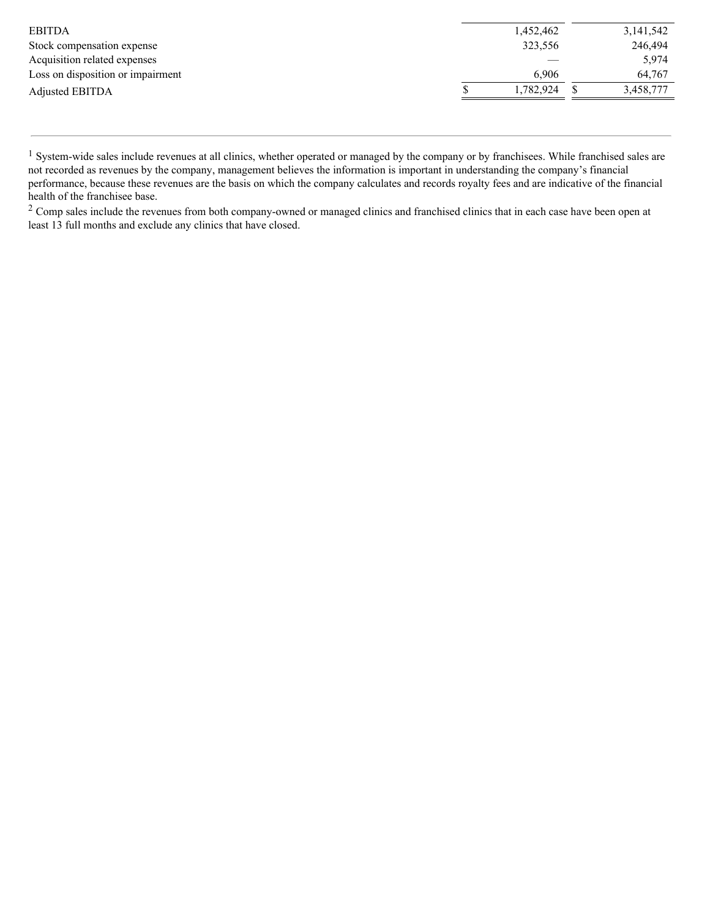| | | |
|---|---|---|
| EBITDA | 1,452,462 | 3,141,542 |
| Stock compensation expense | 323,556 | 246,494 |
| Acquisition related expenses | — | 5,974 |
| Loss on disposition or impairment | 6,906 | 64,767 |
| Adjusted EBITDA | $ 1,782,924 | $ 3,458,777 |

---

[1] System-wide sales include revenues at all clinics, whether operated or managed by the company or by franchisees. While franchised sales are not recorded as revenues by the company, management believes the information is important in understanding the company's financial performance, because these revenues are the basis on which the company calculates and records royalty fees and are indicative of the financial health of the franchisee base.

[2] Comp sales include the revenues from both company-owned or managed clinics and franchised clinics that in each case have been open at least 13 full months and exclude any clinics that have closed.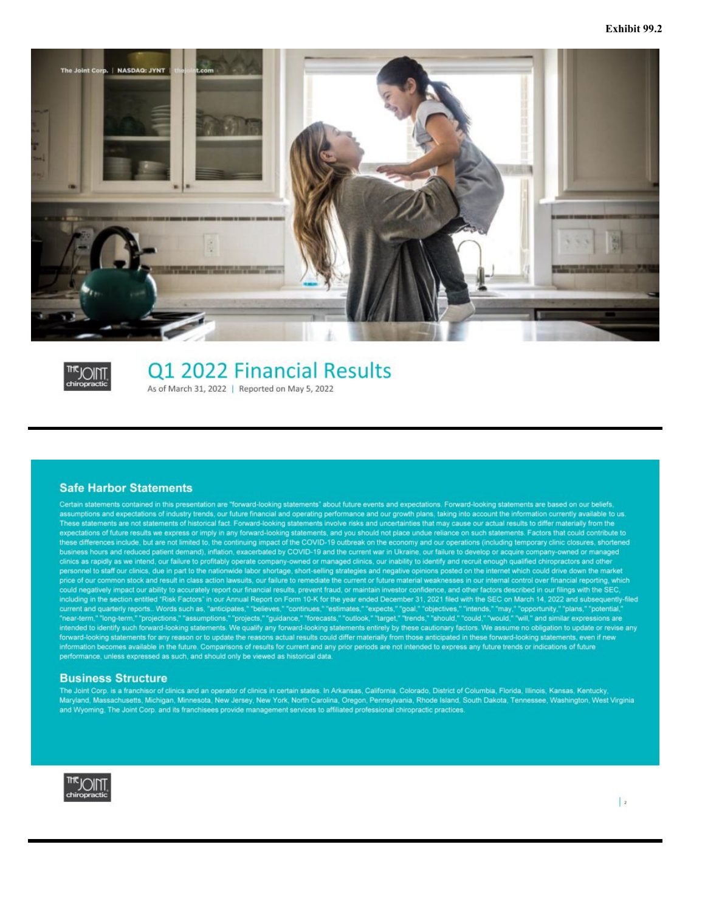Exhibit 99.2

The Joint Corp. | NASDAQ: JYNT | thejoint.com

# Q1 2022 Financial Results

As of March 31, 2022 | Reported on May 5, 2022

## Safe Harbor Statements

Certain statements contained in this presentation are "forward-looking statements" about future events and expectations. Forward-looking statements are based on our beliefs, assumptions and expectations of industry trends, our future financial and operating performance and our growth plans, taking into account the information currently available to us. These statements are not statements of historical fact. Forward-looking statements involve risks and uncertainties that may cause our actual results to differ materially from the expectations of future results we express or imply in any forward-looking statements, and you should not place undue reliance on such statements. Factors that could contribute to these differences include, but are not limited to, the continuing impact of the COVID-19 outbreak on the economy and our operations (including temporary clinic closures, shortened business hours and reduced patient demand), inflation, exacerbated by COVID-19 and the current war in Ukraine, our failure to develop or acquire company-owned or managed clinics as rapidly as we intend, our failure to profitably operate company-owned or managed clinics, our inability to identify and recruit enough qualified chiropractors and other personnel to staff our clinics, due in part to the nationwide labor shortage, short-selling strategies and negative opinions posted on the internet which could drive down the market price of our common stock and result in class action lawsuits, our failure to remediate the current or future material weaknesses in our internal control over financial reporting, which could negatively impact our ability to accurately report our financial results, prevent fraud, or maintain investor confidence, and other factors described in our filings with the SEC, including in the section entitled "Risk Factors" in our Annual Report on Form 10-K for the year ended December 31, 2021 filed with the SEC on March 14, 2022 and subsequently-filed current and quarterly reports.. Words such as, "anticipates," "believes," "continues," "estimates," "expects," "goal," "objectives," "intends," "may," "opportunity," "plans," "potential," "near-term," "long-term," "projections," "assumptions," "projects," "guidance," "forecasts," "outlook," "target," "trends," "should," "could," "would," "will," and similar expressions are intended to identify such forward-looking statements. We qualify any forward-looking statements entirely by these cautionary factors. We assume no obligation to update or revise any forward-looking statements for any reason or to update the reasons actual results could differ materially from those anticipated in these forward-looking statements, even if new information becomes available in the future. Comparisons of results for current and any prior periods are not intended to express any future trends or indications of future performance, unless expressed as such, and should only be viewed as historical data.

## Business Structure

The Joint Corp. is a franchisor of clinics and an operator of clinics in certain states. In Arkansas, California, Colorado, District of Columbia, Florida, Illinois, Kansas, Kentucky, Maryland, Massachusetts, Michigan, Minnesota, New Jersey, New York, North Carolina, Oregon, Pennsylvania, Rhode Island, South Dakota, Tennessee, Washington, West Virginia and Wyoming, The Joint Corp. and its franchisees provide management services to affiliated professional chiropractic practices.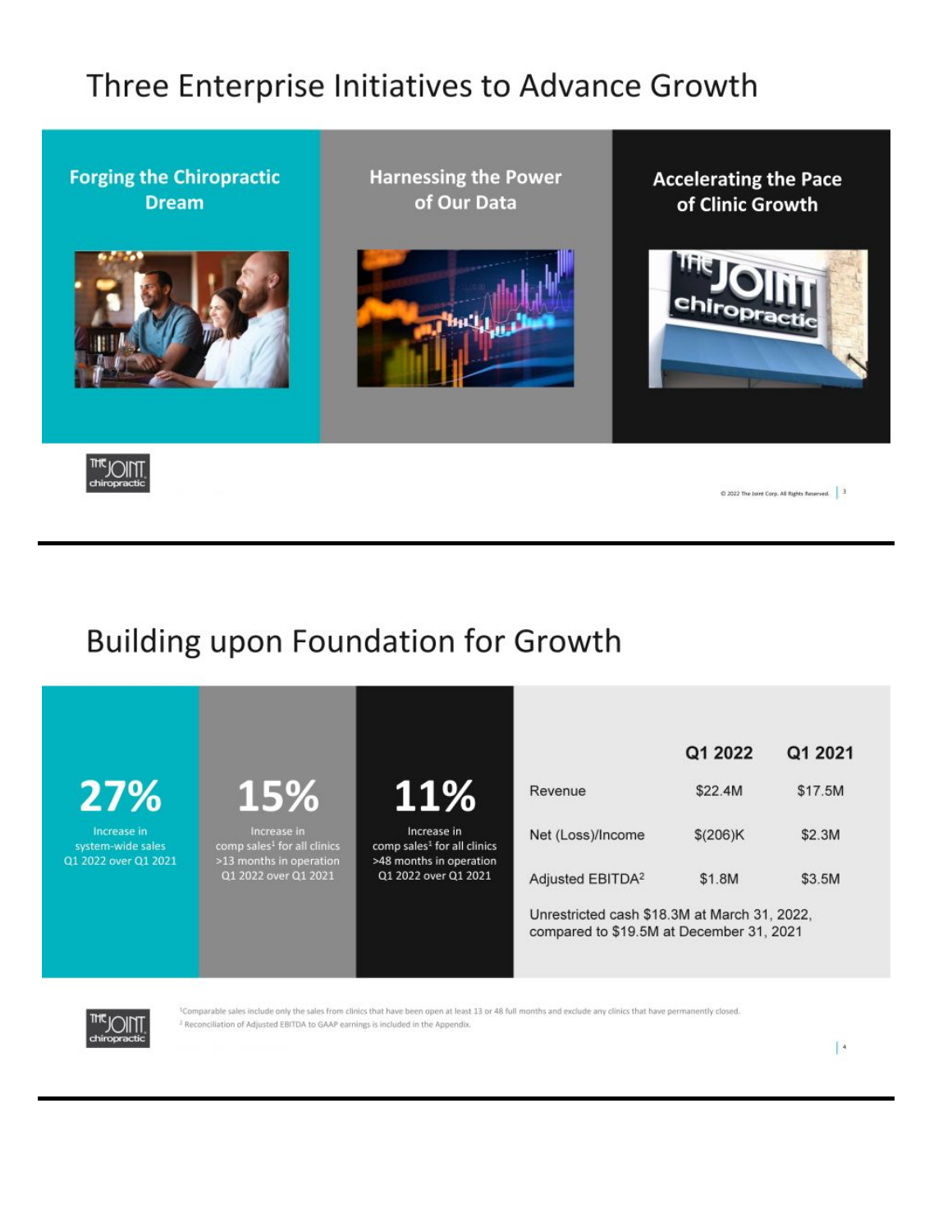# Three Enterprise Initiatives to Advance Growth

- Forging the Chiropractic Dream
- Harnessing the Power of Our Data
- Accelerating the Pace of Clinic Growth

© 2022 The Joint Corp. All Rights Reserved.

---

# Building upon Foundation for Growth

**27%**
Increase in system-wide sales Q1 2022 over Q1 2021

**15%**
Increase in comp sales[1] for all clinics >13 months in operation Q1 2022 over Q1 2021

**11%**
Increase in comp sales[1] for all clinics >48 months in operation Q1 2022 over Q1 2021

| | Q1 2022 | Q1 2021 |
|---|---|---|
| Revenue | $22.4M | $17.5M |
| Net (Loss)/Income | $(206)K | $2.3M |
| Adjusted EBITDA[2] | $1.8M | $3.5M |

Unrestricted cash $18.3M at March 31, 2022, compared to $19.5M at December 31, 2021

[1]Comparable sales include only the sales from clinics that have been open at least 13 or 48 full months and exclude any clinics that have permanently closed.
[2] Reconciliation of Adjusted EBITDA to GAAP earnings is included in the Appendix.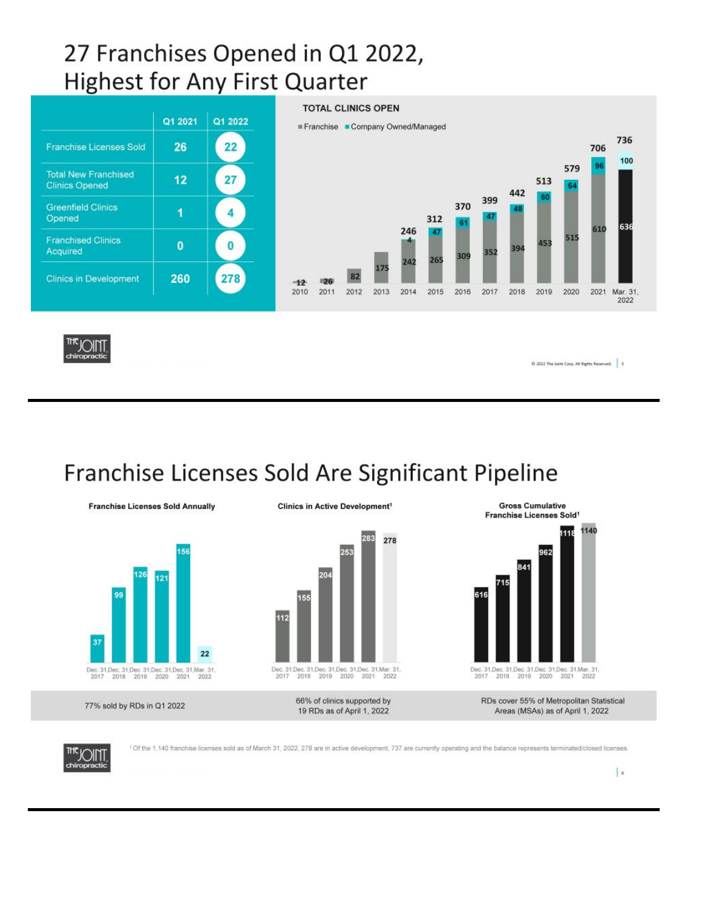# 27 Franchises Opened in Q1 2022, Highest for Any First Quarter

| | Q1 2021 | Q1 2022 |
|---|---|---|
| Franchise Licenses Sold | 26 | 22 |
| Total New Franchised Clinics Opened | 12 | 27 |
| Greenfield Clinics Opened | 1 | 4 |
| Franchised Clinics Acquired | 0 | 0 |
| Clinics in Development | 260 | 278 |

**TOTAL CLINICS OPEN**

| | Franchise | Company Owned/Managed | Total |
|---|---|---|---|
| 2010 | 12 | | 12 |
| 2011 | 26 | | 26 |
| 2012 | 82 | | 82 |
| 2013 | 175 | | 175 |
| 2014 | 242 | 4 | 246 |
| 2015 | 265 | 47 | 312 |
| 2016 | 309 | 61 | 370 |
| 2017 | 352 | 47 | 399 |
| 2018 | 394 | 48 | 442 |
| 2019 | 453 | 60 | 513 |
| 2020 | 515 | 64 | 579 |
| 2021 | 610 | 96 | 706 |
| Mar. 31, 2022 | 636 | 100 | 736 |

# Franchise Licenses Sold Are Significant Pipeline

| | Franchise Licenses Sold Annually | Clinics in Active Development[1] | Gross Cumulative Franchise Licenses Sold[1] |
|---|---|---|---|
| Dec. 31, 2017 | 37 | 112 | 616 |
| Dec. 31, 2018 | 99 | 155 | 715 |
| Dec. 31, 2019 | 126 | 204 | 841 |
| Dec. 31, 2020 | 121 | 253 | 962 |
| Dec. 31, 2021 | 156 | 283 | 1118 |
| Mar. 31, 2022 | 22 | 278 | 1140 |

77% sold by RDs in Q1 2022

66% of clinics supported by 19 RDs as of April 1, 2022

RDs cover 55% of Metropolitan Statistical Areas (MSAs) as of April 1, 2022

[1] Of the 1,140 franchise licenses sold as of March 31, 2022, 278 are in active development, 737 are currently operating and the balance represents terminated/closed licenses.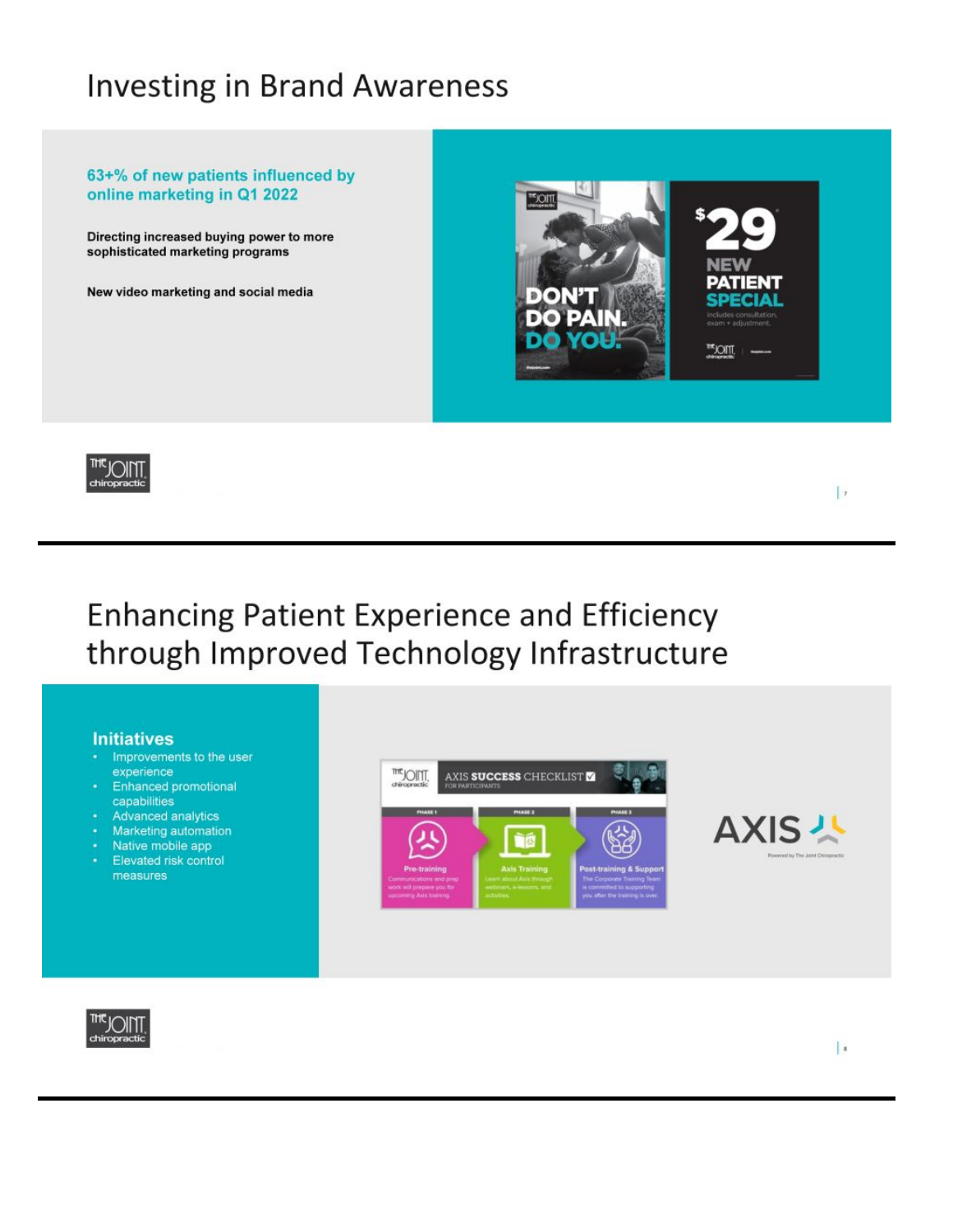# Investing in Brand Awareness

**63+% of new patients influenced by online marketing in Q1 2022**

**Directing increased buying power to more sophisticated marketing programs**

**New video marketing and social media**

DON'T DO PAIN. DO YOU.

$29 NEW PATIENT SPECIAL

includes consultation, exam + adjustment.

# Enhancing Patient Experience and Efficiency through Improved Technology Infrastructure

**Initiatives**

- Improvements to the user experience
- Enhanced promotional capabilities
- Advanced analytics
- Marketing automation
- Native mobile app
- Elevated risk control measures

AXIS SUCCESS CHECKLIST FOR PARTICIPANTS

PHASE 1 – Pre-training: Communications and prep work will prepare you for upcoming Axis training.

PHASE 2 – Axis Training: Learn about Axis through webinars, e-lessons, and activities.

PHASE 3 – Post-training & Support: The Corporate Training Team is committed to supporting you after the training is over.

AXIS

Powered by The Joint Chiropractic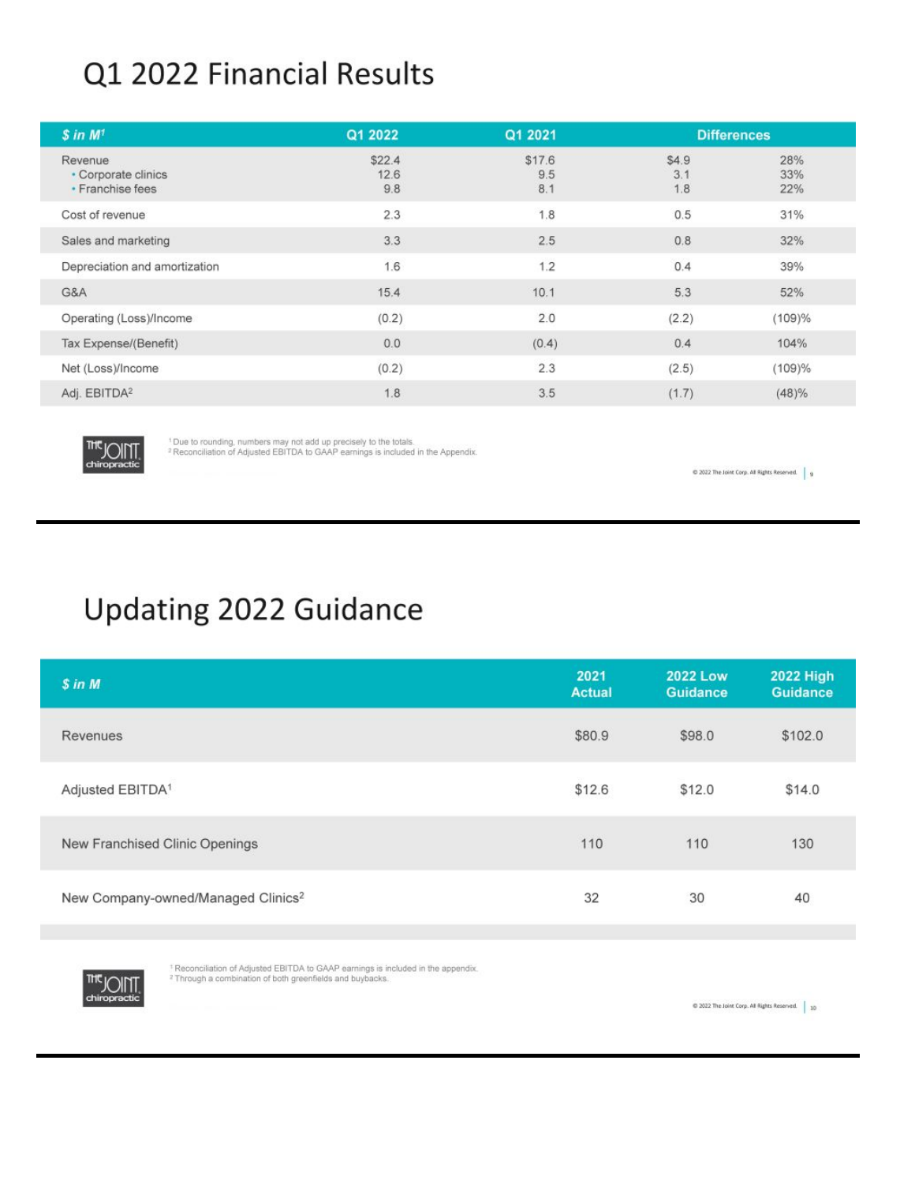# Q1 2022 Financial Results

| $ in M[1] | Q1 2022 | Q1 2021 | Differences | |
|---|---|---|---|---|
| Revenue | $22.4 | $17.6 | $4.9 | 28% |
| • Corporate clinics | 12.6 | 9.5 | 3.1 | 33% |
| • Franchise fees | 9.8 | 8.1 | 1.8 | 22% |
| Cost of revenue | 2.3 | 1.8 | 0.5 | 31% |
| Sales and marketing | 3.3 | 2.5 | 0.8 | 32% |
| Depreciation and amortization | 1.6 | 1.2 | 0.4 | 39% |
| G&A | 15.4 | 10.1 | 5.3 | 52% |
| Operating (Loss)/Income | (0.2) | 2.0 | (2.2) | (109)% |
| Tax Expense/(Benefit) | 0.0 | (0.4) | 0.4 | 104% |
| Net (Loss)/Income | (0.2) | 2.3 | (2.5) | (109)% |
| Adj. EBITDA[2] | 1.8 | 3.5 | (1.7) | (48)% |

[1] Due to rounding, numbers may not add up precisely to the totals.
[2] Reconciliation of Adjusted EBITDA to GAAP earnings is included in the Appendix.

# Updating 2022 Guidance

| $ in M | 2021 Actual | 2022 Low Guidance | 2022 High Guidance |
|---|---|---|---|
| Revenues | $80.9 | $98.0 | $102.0 |
| Adjusted EBITDA[1] | $12.6 | $12.0 | $14.0 |
| New Franchised Clinic Openings | 110 | 110 | 130 |
| New Company-owned/Managed Clinics[2] | 32 | 30 | 40 |

[1] Reconciliation of Adjusted EBITDA to GAAP earnings is included in the appendix.
[2] Through a combination of both greenfields and buybacks.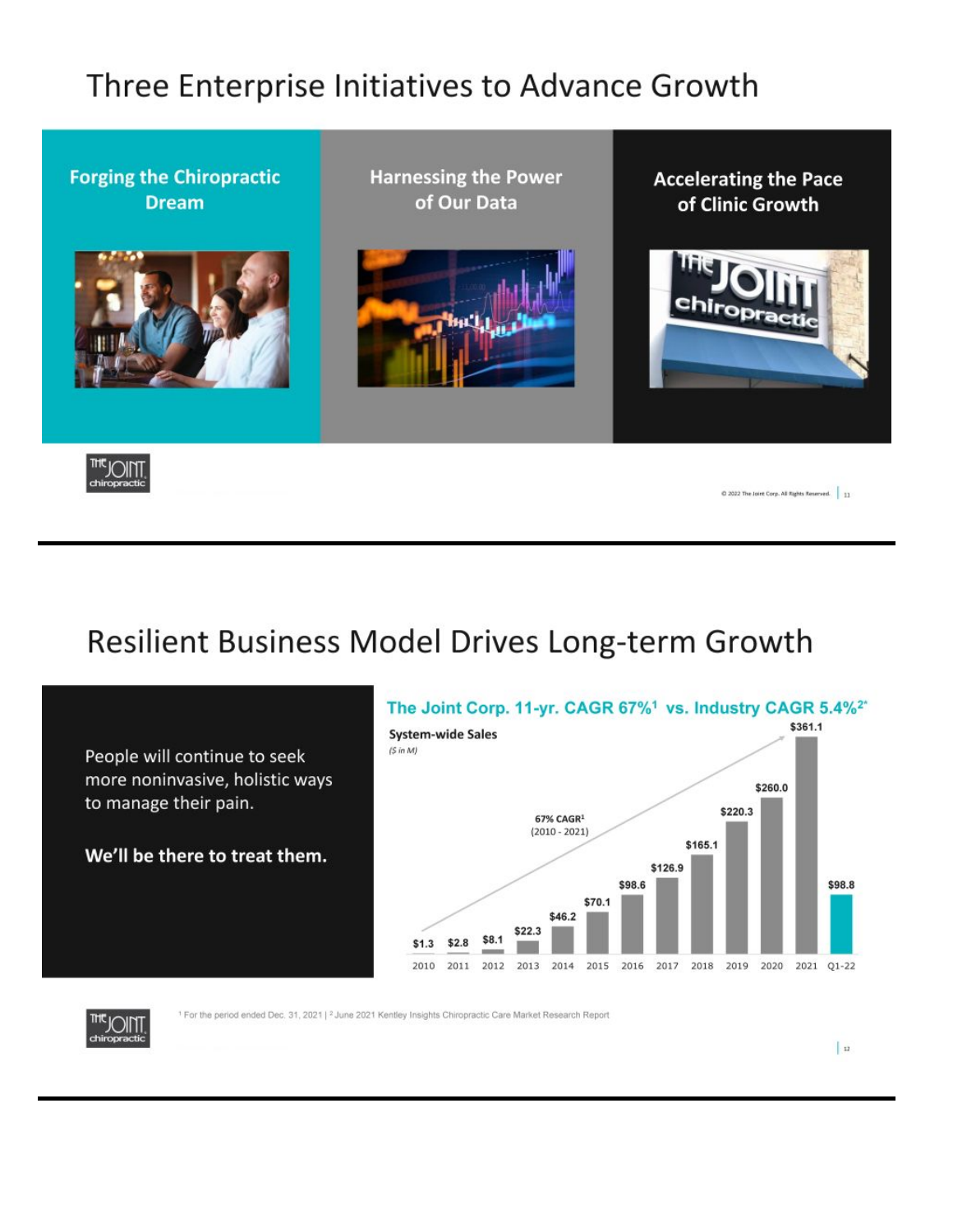# Three Enterprise Initiatives to Advance Growth

**Forging the Chiropractic Dream**

**Harnessing the Power of Our Data**

**Accelerating the Pace of Clinic Growth**

---

# Resilient Business Model Drives Long-term Growth

People will continue to seek more noninvasive, holistic ways to manage their pain.

**We'll be there to treat them.**

**The Joint Corp. 11-yr. CAGR 67%[1] vs. Industry CAGR 5.4%[2]**

**System-wide Sales**

*($ in M)*

67% CAGR[1] (2010 - 2021)

| Period | System-wide Sales ($ in M) |
|---|---|
| 2010 | $1.3 |
| 2011 | $2.8 |
| 2012 | $8.1 |
| 2013 | $22.3 |
| 2014 | $46.2 |
| 2015 | $70.1 |
| 2016 | $98.6 |
| 2017 | $126.9 |
| 2018 | $165.1 |
| 2019 | $220.3 |
| 2020 | $260.0 |
| 2021 | $361.1 |
| Q1-22 | $98.8 |

[1] For the period ended Dec. 31, 2021 | [2] June 2021 Kentley Insights Chiropractic Care Market Research Report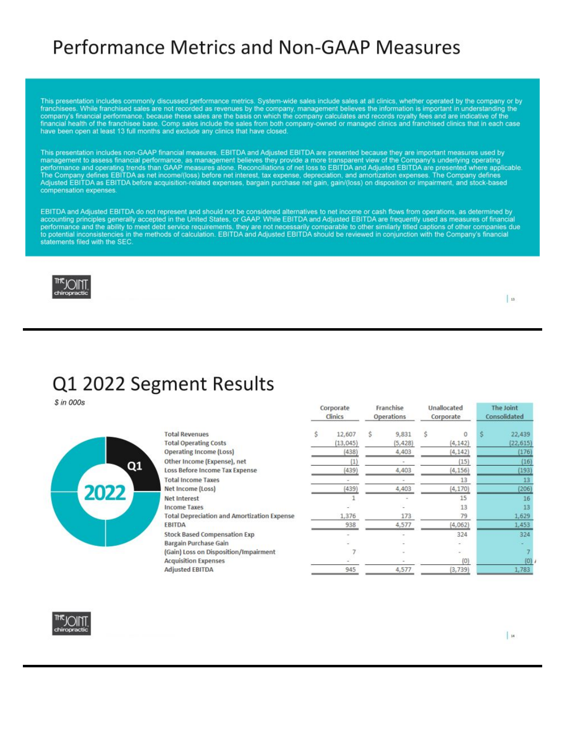# Performance Metrics and Non-GAAP Measures

This presentation includes commonly discussed performance metrics. System-wide sales include sales at all clinics, whether operated by the company or by franchisees. While franchised sales are not recorded as revenues by the company, management believes the information is important in understanding the company's financial performance, because these sales are the basis on which the company calculates and records royalty fees and are indicative of the financial health of the franchisee base. Comp sales include the sales from both company-owned or managed clinics and franchised clinics that in each case have been open at least 13 full months and exclude any clinics that have closed.

This presentation includes non-GAAP financial measures. EBITDA and Adjusted EBITDA are presented because they are important measures used by management to assess financial performance, as management believes they provide a more transparent view of the Company's underlying operating performance and operating trends than GAAP measures alone. Reconciliations of net loss to EBITDA and Adjusted EBITDA are presented where applicable. The Company defines EBITDA as net income/(loss) before net interest, tax expense, depreciation, and amortization expenses. The Company defines Adjusted EBITDA as EBITDA before acquisition-related expenses, bargain purchase net gain, gain/(loss) on disposition or impairment, and stock-based compensation expenses.

EBITDA and Adjusted EBITDA do not represent and should not be considered alternatives to net income or cash flows from operations, as determined by accounting principles generally accepted in the United States, or GAAP. While EBITDA and Adjusted EBITDA are frequently used as measures of financial performance and the ability to meet debt service requirements, they are not necessarily comparable to other similarly titled captions of other companies due to potential inconsistencies in the methods of calculation. EBITDA and Adjusted EBITDA should be reviewed in conjunction with the Company's financial statements filed with the SEC.

# Q1 2022 Segment Results

*$ in 000s*

| | Corporate Clinics | Franchise Operations | Unallocated Corporate | The Joint Consolidated |
|---|---|---|---|---|
| Total Revenues | $ 12,607 | $ 9,831 | $ 0 | $ 22,439 |
| Total Operating Costs | (13,045) | (5,428) | (4,142) | (22,615) |
| Operating Income (Loss) | (438) | 4,403 | (4,142) | (176) |
| Other Income (Expense), net | (1) | - | (15) | (16) |
| Loss Before Income Tax Expense | (439) | 4,403 | (4,156) | (193) |
| Total Income Taxes | - | - | 13 | 13 |
| Net Income (Loss) | (439) | 4,403 | (4,170) | (206) |
| Net Interest | 1 | - | 15 | 16 |
| Income Taxes | - | - | 13 | 13 |
| Total Depreciation and Amortization Expense | 1,376 | 173 | 79 | 1,629 |
| EBITDA | 938 | 4,577 | (4,062) | 1,453 |
| Stock Based Compensation Exp | - | - | 324 | 324 |
| Bargain Purchase Gain | - | - | - | - |
| (Gain) Loss on Disposition/Impairment | 7 | - | - | 7 |
| Acquisition Expenses | - | - | (0) | (0) |
| Adjusted EBITDA | 945 | 4,577 | (3,739) | 1,783 |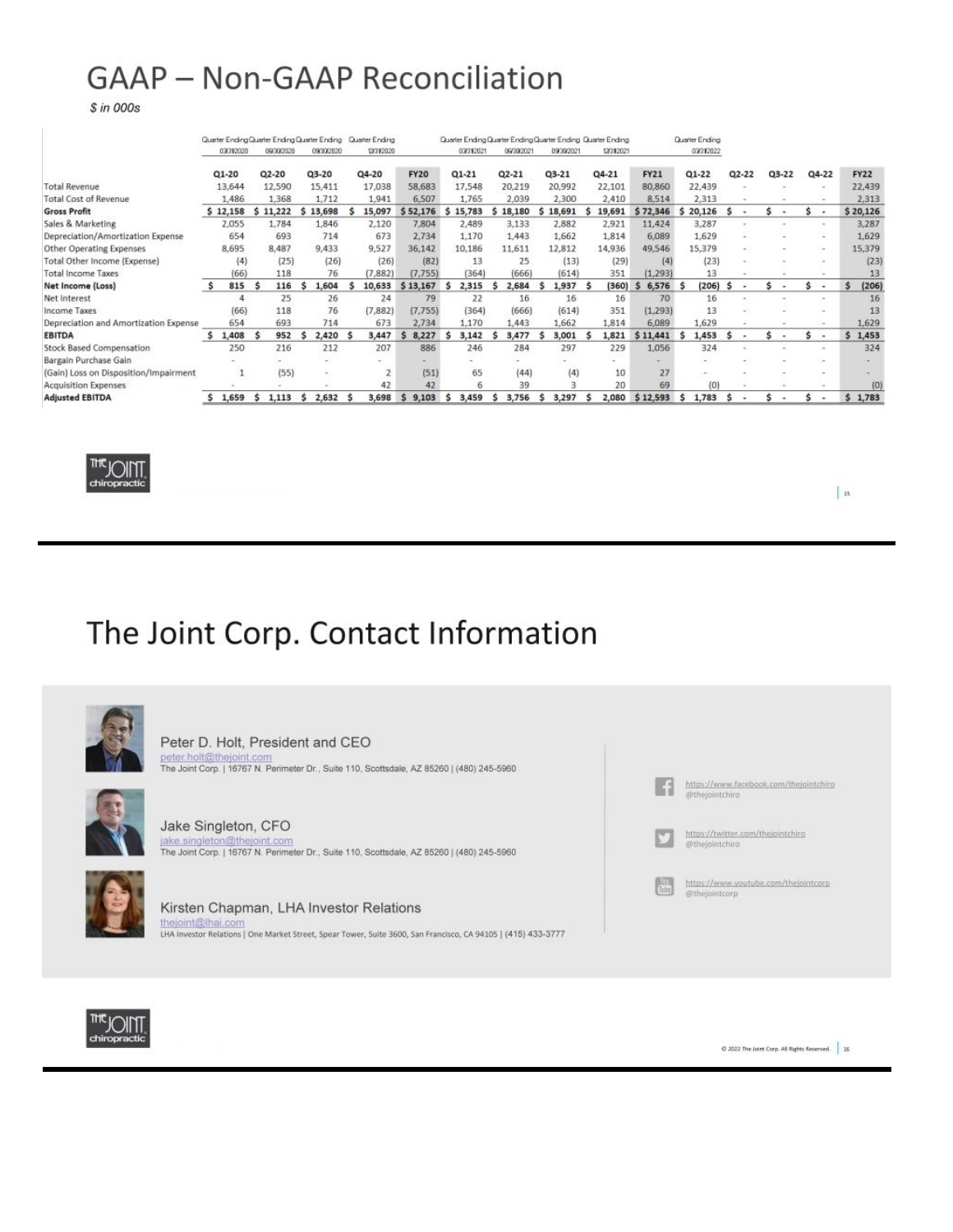# GAAP – Non-GAAP Reconciliation

*$ in 000s*

| | Quarter Ending 03/31/2020 | Quarter Ending 06/30/2020 | Quarter Ending 09/30/2020 | Quarter Ending 12/31/2020 | | Quarter Ending 03/31/2021 | Quarter Ending 06/30/2021 | Quarter Ending 09/30/2021 | Quarter Ending 12/31/2021 | | Quarter Ending 03/31/2022 | | | | |
|---|---|---|---|---|---|---|---|---|---|---|---|---|---|---|---|
| | **Q1-20** | **Q2-20** | **Q3-20** | **Q4-20** | **FY20** | **Q1-21** | **Q2-21** | **Q3-21** | **Q4-21** | **FY21** | **Q1-22** | **Q2-22** | **Q3-22** | **Q4-22** | **FY22** |
| Total Revenue | 13,644 | 12,590 | 15,411 | 17,038 | 58,683 | 17,548 | 20,219 | 20,992 | 22,101 | 80,860 | 22,439 | - | - | - | 22,439 |
| Total Cost of Revenue | 1,486 | 1,368 | 1,712 | 1,941 | 6,507 | 1,765 | 2,039 | 2,300 | 2,410 | 8,514 | 2,313 | - | - | - | 2,313 |
| **Gross Profit** | $ 12,158 | $ 11,222 | $ 13,698 | $ 15,097 | $ 52,176 | $ 15,783 | $ 18,180 | $ 18,691 | $ 19,691 | $ 72,346 | $ 20,126 | $ - | $ - | $ - | $ 20,126 |
| Sales & Marketing | 2,055 | 1,784 | 1,846 | 2,120 | 7,804 | 2,489 | 3,133 | 2,882 | 2,921 | 11,424 | 3,287 | - | - | - | 3,287 |
| Depreciation/Amortization Expense | 654 | 693 | 714 | 673 | 2,734 | 1,170 | 1,443 | 1,662 | 1,814 | 6,089 | 1,629 | - | - | - | 1,629 |
| Other Operating Expenses | 8,695 | 8,487 | 9,433 | 9,527 | 36,142 | 10,186 | 11,611 | 12,812 | 14,936 | 49,546 | 15,379 | - | - | - | 15,379 |
| Total Other Income (Expense) | (4) | (25) | (26) | (26) | (82) | 13 | 25 | (13) | (29) | (4) | (23) | - | - | - | (23) |
| Total Income Taxes | (66) | 118 | 76 | (7,882) | (7,755) | (364) | (666) | (614) | 351 | (1,293) | 13 | - | - | - | 13 |
| **Net Income (Loss)** | $ 815 | $ 116 | $ 1,604 | $ 10,633 | $ 13,167 | $ 2,315 | $ 2,684 | $ 1,937 | $ (360) | $ 6,576 | $ (206) | $ - | $ - | $ - | $ (206) |
| Net Interest | 4 | 25 | 26 | 24 | 79 | 22 | 16 | 16 | 16 | 70 | 16 | - | - | - | 16 |
| Income Taxes | (66) | 118 | 76 | (7,882) | (7,755) | (364) | (666) | (614) | 351 | (1,293) | 13 | - | - | - | 13 |
| Depreciation and Amortization Expense | 654 | 693 | 714 | 673 | 2,734 | 1,170 | 1,443 | 1,662 | 1,814 | 6,089 | 1,629 | - | - | - | 1,629 |
| **EBITDA** | $ 1,408 | $ 952 | $ 2,420 | $ 3,447 | $ 8,227 | $ 3,142 | $ 3,477 | $ 3,001 | $ 1,821 | $ 11,441 | $ 1,453 | $ - | $ - | $ - | $ 1,453 |
| Stock Based Compensation | 250 | 216 | 212 | 207 | 886 | 246 | 284 | 297 | 229 | 1,056 | 324 | - | - | - | 324 |
| Bargain Purchase Gain | - | - | - | - | - | - | - | - | - | - | - | - | - | - | - |
| (Gain) Loss on Disposition/Impairment | 1 | (55) | - | 2 | (51) | 65 | (44) | (4) | 10 | 27 | - | - | - | - | - |
| Acquisition Expenses | - | - | - | 42 | 42 | 6 | 39 | 3 | 20 | 69 | (0) | - | - | - | (0) |
| **Adjusted EBITDA** | $ 1,659 | $ 1,113 | $ 2,632 | $ 3,698 | $ 9,103 | $ 3,459 | $ 3,756 | $ 3,297 | $ 2,080 | $ 12,593 | $ 1,783 | $ - | $ - | $ - | $ 1,783 |

# The Joint Corp. Contact Information

Peter D. Holt, President and CEO
peter.holt@thejoint.com
The Joint Corp. | 16767 N. Perimeter Dr., Suite 110, Scottsdale, AZ 85260 | (480) 245-5960

Jake Singleton, CFO
jake.singleton@thejoint.com
The Joint Corp. | 16767 N. Perimeter Dr., Suite 110, Scottsdale, AZ 85260 | (480) 245-5960

Kirsten Chapman, LHA Investor Relations
thejoint@lhai.com
LHA Investor Relations | One Market Street, Spear Tower, Suite 3600, San Francisco, CA 94105 | (415) 433-3777

https://www.facebook.com/thejointchiro
@thejointchiro

https://twitter.com/thejointchiro
@thejointchiro

https://www.youtube.com/thejointcorp
@thejointcorp

© 2022 The Joint Corp. All Rights Reserved.